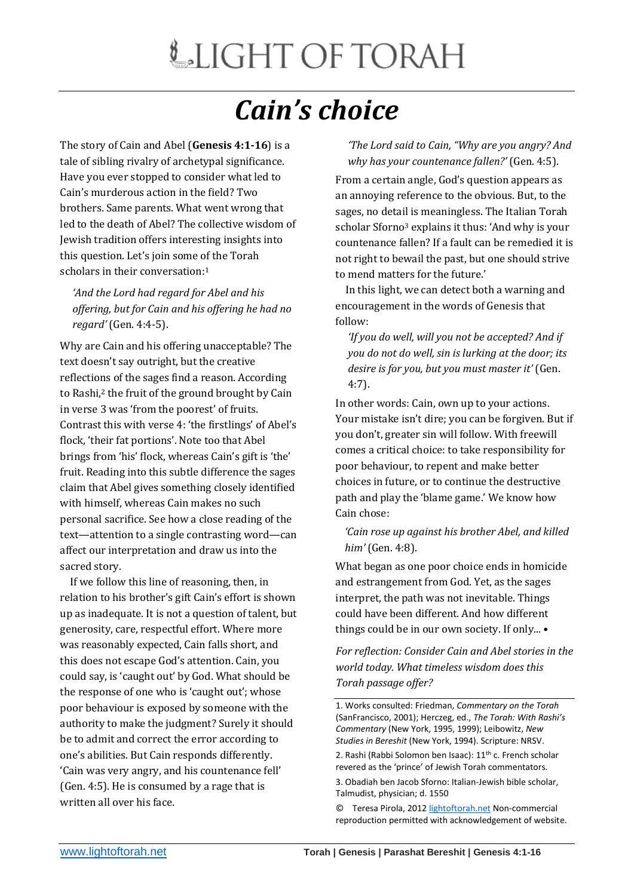# LIGHT OF TORAH

# *Cain's choice*

The story of Cain and Abel (**Genesis 4:1-16**) is a tale of sibling rivalry of archetypal significance. Have you ever stopped to consider what led to Cain's murderous action in the field? Two brothers. Same parents. What went wrong that led to the death of Abel? The collective wisdom of Jewish tradition offers interesting insights into this question. Let's join some of the Torah scholars in their conversation:[1]

> *'And the Lord had regard for Abel and his offering, but for Cain and his offering he had no regard'* (Gen. 4:4-5).

Why are Cain and his offering unacceptable? The text doesn't say outright, but the creative reflections of the sages find a reason. According to Rashi,[2] the fruit of the ground brought by Cain in verse 3 was 'from the poorest' of fruits. Contrast this with verse 4: 'the firstlings' of Abel's flock, 'their fat portions'. Note too that Abel brings from 'his' flock, whereas Cain's gift is 'the' fruit. Reading into this subtle difference the sages claim that Abel gives something closely identified with himself, whereas Cain makes no such personal sacrifice. See how a close reading of the text—attention to a single contrasting word—can affect our interpretation and draw us into the sacred story.

If we follow this line of reasoning, then, in relation to his brother's gift Cain's effort is shown up as inadequate. It is not a question of talent, but generosity, care, respectful effort. Where more was reasonably expected, Cain falls short, and this does not escape God's attention. Cain, you could say, is 'caught out' by God. What should be the response of one who is 'caught out'; whose poor behaviour is exposed by someone with the authority to make the judgment? Surely it should be to admit and correct the error according to one's abilities. But Cain responds differently. 'Cain was very angry, and his countenance fell' (Gen. 4:5). He is consumed by a rage that is written all over his face.

> *'The Lord said to Cain, "Why are you angry? And why has your countenance fallen?'* (Gen. 4:5).

From a certain angle, God's question appears as an annoying reference to the obvious. But, to the sages, no detail is meaningless. The Italian Torah scholar Sforno[3] explains it thus: 'And why is your countenance fallen? If a fault can be remedied it is not right to bewail the past, but one should strive to mend matters for the future.'

In this light, we can detect both a warning and encouragement in the words of Genesis that follow:

> *'If you do well, will you not be accepted? And if you do not do well, sin is lurking at the door; its desire is for you, but you must master it'* (Gen. 4:7).

In other words: Cain, own up to your actions. Your mistake isn't dire; you can be forgiven. But if you don't, greater sin will follow. With freewill comes a critical choice: to take responsibility for poor behaviour, to repent and make better choices in future, or to continue the destructive path and play the 'blame game.' We know how Cain chose:

> *'Cain rose up against his brother Abel, and killed him'* (Gen. 4:8).

What began as one poor choice ends in homicide and estrangement from God. Yet, as the sages interpret, the path was not inevitable. Things could have been different. And how different things could be in our own society. If only... •

*For reflection: Consider Cain and Abel stories in the world today. What timeless wisdom does this Torah passage offer?*

---

1. Works consulted: Friedman, *Commentary on the Torah* (SanFrancisco, 2001); Herczeg, ed., *The Torah: With Rashi's Commentary* (New York, 1995, 1999); Leibowitz, *New Studies in Bereshit* (New York, 1994). Scripture: NRSV.

2. Rashi (Rabbi Solomon ben Isaac): 11th c. French scholar revered as the 'prince' of Jewish Torah commentators.

3. Obadiah ben Jacob Sforno: Italian-Jewish bible scholar, Talmudist, physician; d. 1550

© Teresa Pirola, 2012 lightoftorah.net Non-commercial reproduction permitted with acknowledgement of website.